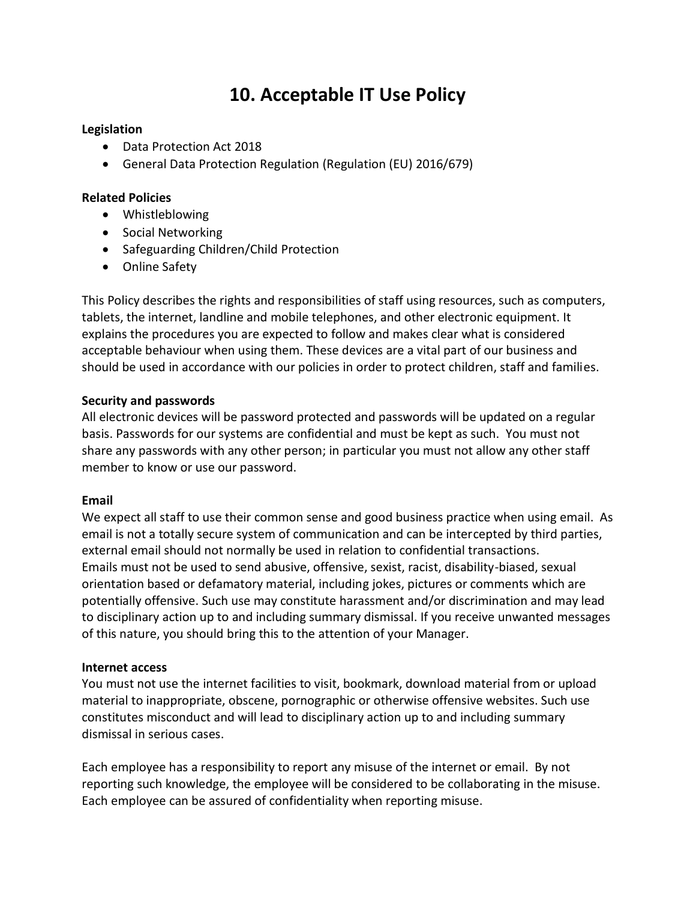# 10. Acceptable IT Use Policy

**Legislation**

- Data Protection Act 2018
- General Data Protection Regulation (Regulation (EU) 2016/679)

**Related Policies**

- Whistleblowing
- Social Networking
- Safeguarding Children/Child Protection
- Online Safety

This Policy describes the rights and responsibilities of staff using resources, such as computers, tablets, the internet, landline and mobile telephones, and other electronic equipment. It explains the procedures you are expected to follow and makes clear what is considered acceptable behaviour when using them. These devices are a vital part of our business and should be used in accordance with our policies in order to protect children, staff and families.

**Security and passwords**

All electronic devices will be password protected and passwords will be updated on a regular basis. Passwords for our systems are confidential and must be kept as such. You must not share any passwords with any other person; in particular you must not allow any other staff member to know or use our password.

**Email**

We expect all staff to use their common sense and good business practice when using email. As email is not a totally secure system of communication and can be intercepted by third parties, external email should not normally be used in relation to confidential transactions.
Emails must not be used to send abusive, offensive, sexist, racist, disability-biased, sexual orientation based or defamatory material, including jokes, pictures or comments which are potentially offensive. Such use may constitute harassment and/or discrimination and may lead to disciplinary action up to and including summary dismissal. If you receive unwanted messages of this nature, you should bring this to the attention of your Manager.

**Internet access**

You must not use the internet facilities to visit, bookmark, download material from or upload material to inappropriate, obscene, pornographic or otherwise offensive websites. Such use constitutes misconduct and will lead to disciplinary action up to and including summary dismissal in serious cases.

Each employee has a responsibility to report any misuse of the internet or email. By not reporting such knowledge, the employee will be considered to be collaborating in the misuse. Each employee can be assured of confidentiality when reporting misuse.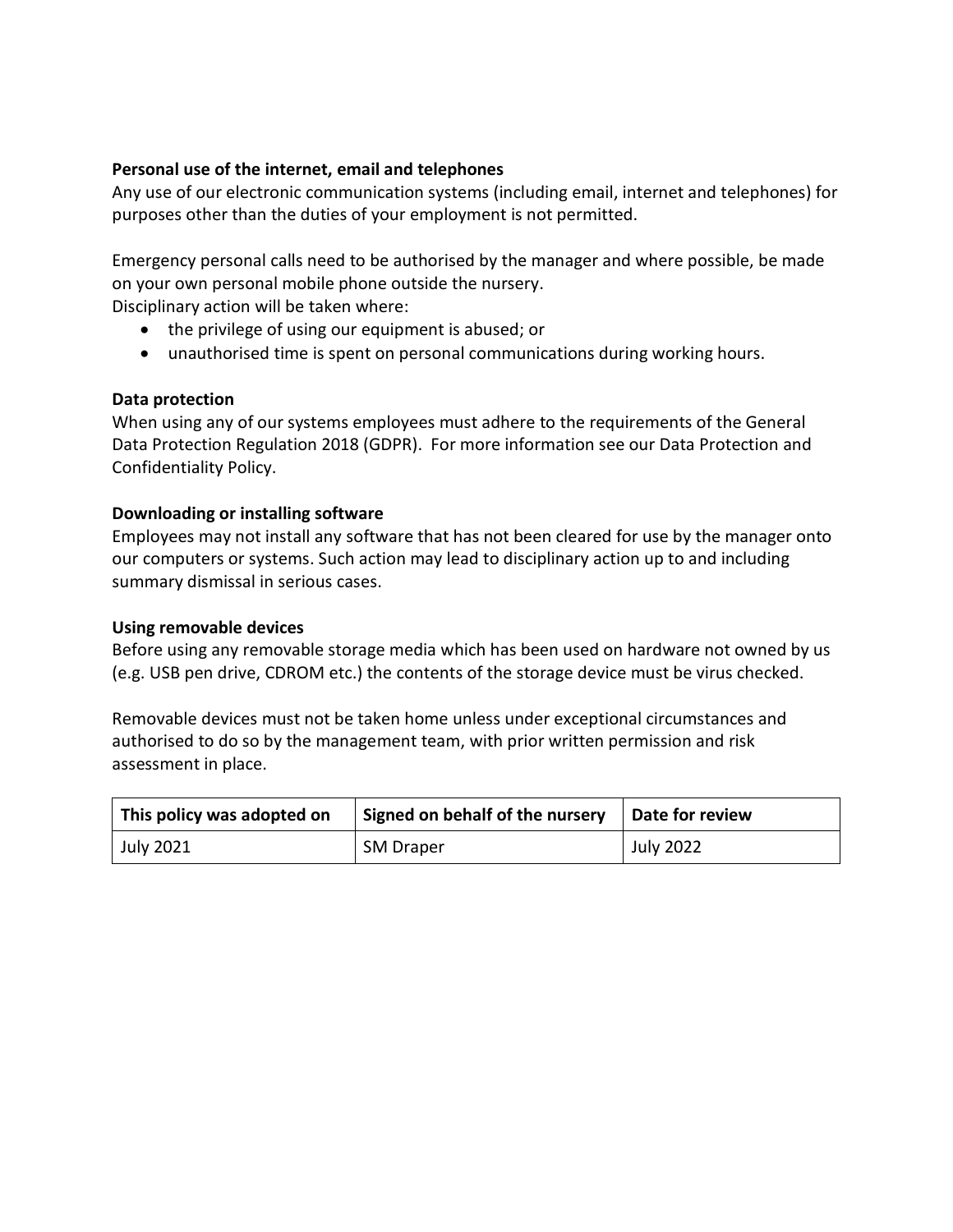**Personal use of the internet, email and telephones**

Any use of our electronic communication systems (including email, internet and telephones) for purposes other than the duties of your employment is not permitted.

Emergency personal calls need to be authorised by the manager and where possible, be made on your own personal mobile phone outside the nursery.

Disciplinary action will be taken where:

- the privilege of using our equipment is abused; or
- unauthorised time is spent on personal communications during working hours.

**Data protection**

When using any of our systems employees must adhere to the requirements of the General Data Protection Regulation 2018 (GDPR). For more information see our Data Protection and Confidentiality Policy.

**Downloading or installing software**

Employees may not install any software that has not been cleared for use by the manager onto our computers or systems. Such action may lead to disciplinary action up to and including summary dismissal in serious cases.

**Using removable devices**

Before using any removable storage media which has been used on hardware not owned by us (e.g. USB pen drive, CDROM etc.) the contents of the storage device must be virus checked.

Removable devices must not be taken home unless under exceptional circumstances and authorised to do so by the management team, with prior written permission and risk assessment in place.

| This policy was adopted on | Signed on behalf of the nursery | Date for review |
| --- | --- | --- |
| July 2021 | SM Draper | July 2022 |